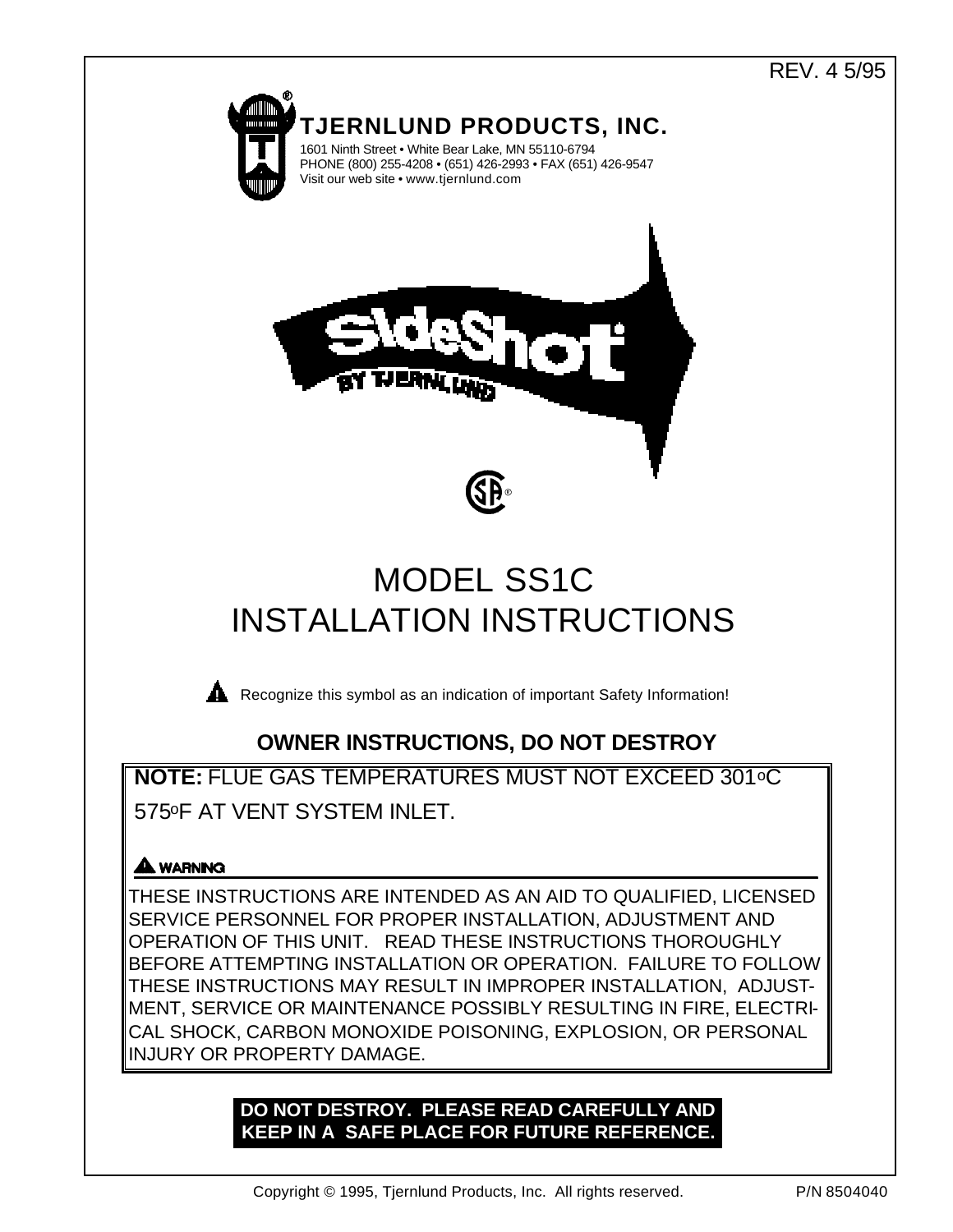REV. 4 5/95

**TJERNLUND PRODUCTS, INC.**

1601 Ninth Street • White Bear Lake, MN 55110-6794
PHONE (800) 255-4208 • (651) 426-2993 • FAX (651) 426-9547
Visit our web site • www.tjernlund.com

SideShot BY TJERNLUND

# MODEL SS1C INSTALLATION INSTRUCTIONS

⚠ Recognize this symbol as an indication of important Safety Information!

## OWNER INSTRUCTIONS, DO NOT DESTROY

**NOTE:** FLUE GAS TEMPERATURES MUST NOT EXCEED 301$^{o}$C 575$^{o}$F AT VENT SYSTEM INLET.

**⚠ WARNING**

THESE INSTRUCTIONS ARE INTENDED AS AN AID TO QUALIFIED, LICENSED SERVICE PERSONNEL FOR PROPER INSTALLATION, ADJUSTMENT AND OPERATION OF THIS UNIT. READ THESE INSTRUCTIONS THOROUGHLY BEFORE ATTEMPTING INSTALLATION OR OPERATION. FAILURE TO FOLLOW THESE INSTRUCTIONS MAY RESULT IN IMPROPER INSTALLATION, ADJUSTMENT, SERVICE OR MAINTENANCE POSSIBLY RESULTING IN FIRE, ELECTRICAL SHOCK, CARBON MONOXIDE POISONING, EXPLOSION, OR PERSONAL INJURY OR PROPERTY DAMAGE.

**DO NOT DESTROY. PLEASE READ CAREFULLY AND KEEP IN A SAFE PLACE FOR FUTURE REFERENCE.**

Copyright © 1995, Tjernlund Products, Inc. All rights reserved. P/N 8504040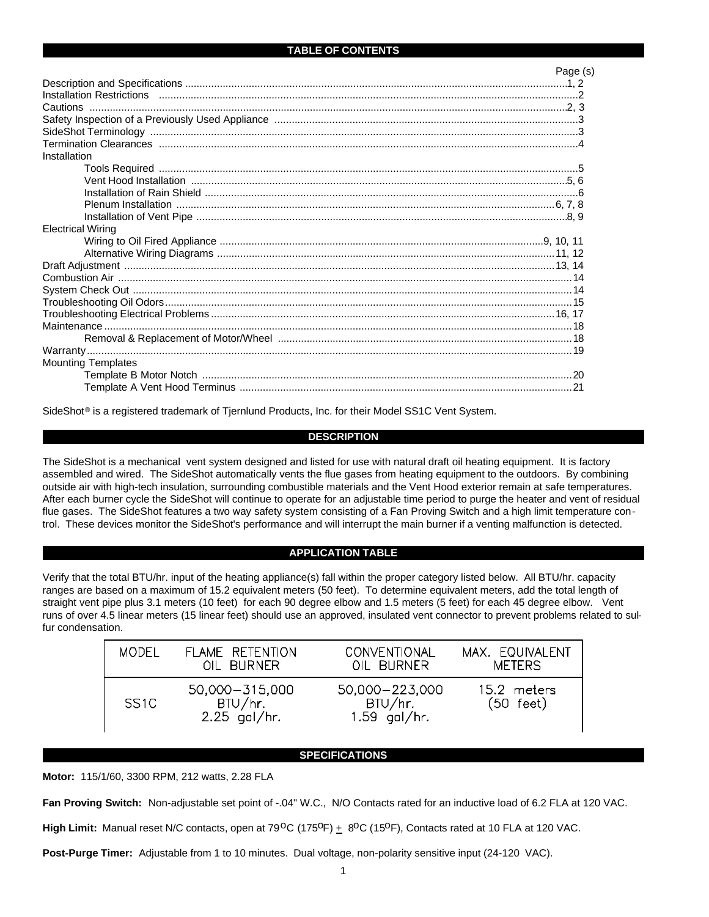## TABLE OF CONTENTS

| | Page (s) |
|---|---|
| Description and Specifications | 1, 2 |
| Installation Restrictions | 2 |
| Cautions | 2, 3 |
| Safety Inspection of a Previously Used Appliance | 3 |
| SideShot Terminology | 3 |
| Termination Clearances | 4 |
| Installation | |
| Tools Required | 5 |
| Vent Hood Installation | 5, 6 |
| Installation of Rain Shield | 6 |
| Plenum Installation | 6, 7, 8 |
| Installation of Vent Pipe | 8, 9 |
| Electrical Wiring | |
| Wiring to Oil Fired Appliance | 9, 10, 11 |
| Alternative Wiring Diagrams | 11, 12 |
| Draft Adjustment | 13, 14 |
| Combustion Air | 14 |
| System Check Out | 14 |
| Troubleshooting Oil Odors | 15 |
| Troubleshooting Electrical Problems | 16, 17 |
| Maintenance | 18 |
| Removal & Replacement of Motor/Wheel | 18 |
| Warranty | 19 |
| Mounting Templates | |
| Template B Motor Notch | 20 |
| Template A Vent Hood Terminus | 21 |

SideShot® is a registered trademark of Tjernlund Products, Inc. for their Model SS1C Vent System.

## DESCRIPTION

The SideShot is a mechanical vent system designed and listed for use with natural draft oil heating equipment. It is factory assembled and wired. The SideShot automatically vents the flue gases from heating equipment to the outdoors. By combining outside air with high-tech insulation, surrounding combustible materials and the Vent Hood exterior remain at safe temperatures. After each burner cycle the SideShot will continue to operate for an adjustable time period to purge the heater and vent of residual flue gases. The SideShot features a two way safety system consisting of a Fan Proving Switch and a high limit temperature control. These devices monitor the SideShot's performance and will interrupt the main burner if a venting malfunction is detected.

## APPLICATION TABLE

Verify that the total BTU/hr. input of the heating appliance(s) fall within the proper category listed below. All BTU/hr. capacity ranges are based on a maximum of 15.2 equivalent meters (50 feet). To determine equivalent meters, add the total length of straight vent pipe plus 3.1 meters (10 feet) for each 90 degree elbow and 1.5 meters (5 feet) for each 45 degree elbow. Vent runs of over 4.5 linear meters (15 linear feet) should use an approved, insulated vent connector to prevent problems related to sulfur condensation.

| MODEL | FLAME RETENTION OIL BURNER | CONVENTIONAL OIL BURNER | MAX. EQUIVALENT METERS |
|---|---|---|---|
| SS1C | 50,000–315,000 BTU/hr. 2.25 gal/hr. | 50,000–223,000 BTU/hr. 1.59 gal/hr. | 15.2 meters (50 feet) |

## SPECIFICATIONS

**Motor:** 115/1/60, 3300 RPM, 212 watts, 2.28 FLA

**Fan Proving Switch:** Non-adjustable set point of -.04" W.C., N/O Contacts rated for an inductive load of 6.2 FLA at 120 VAC.

**High Limit:** Manual reset N/C contacts, open at 79°C (175°F) ± 8°C (15°F), Contacts rated at 10 FLA at 120 VAC.

**Post-Purge Timer:** Adjustable from 1 to 10 minutes. Dual voltage, non-polarity sensitive input (24-120 VAC).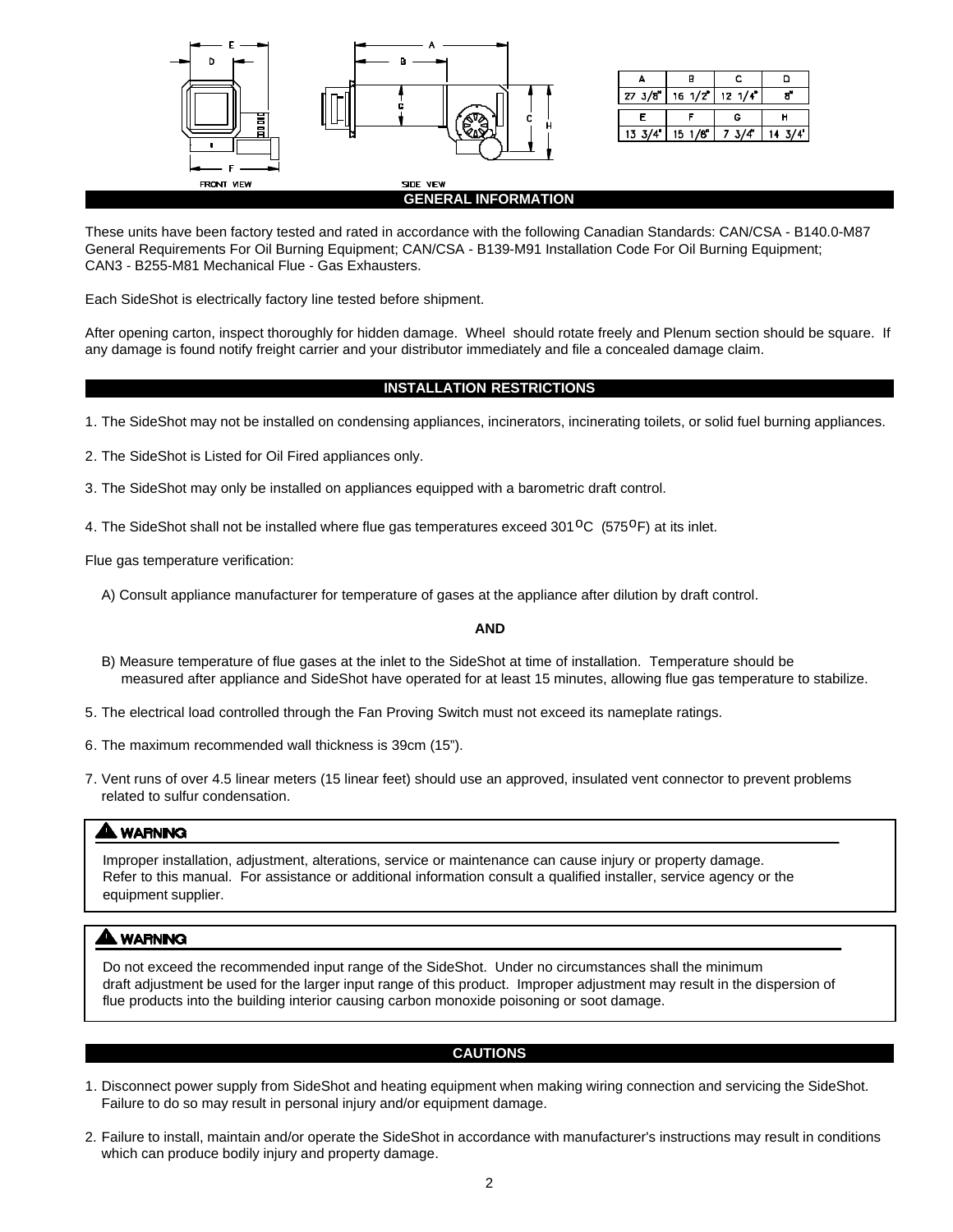FRONT VIEW

SIDE VIEW

| A | B | C | D |
|---|---|---|---|
| 27 3/8" | 16 1/2" | 12 1/4" | 8" |

| E | F | G | H |
|---|---|---|---|
| 13 3/4" | 15 1/8" | 7 3/4" | 14 3/4" |

## GENERAL INFORMATION

These units have been factory tested and rated in accordance with the following Canadian Standards: CAN/CSA - B140.0-M87 General Requirements For Oil Burning Equipment; CAN/CSA - B139-M91 Installation Code For Oil Burning Equipment; CAN3 - B255-M81 Mechanical Flue - Gas Exhausters.

Each SideShot is electrically factory line tested before shipment.

After opening carton, inspect thoroughly for hidden damage. Wheel should rotate freely and Plenum section should be square. If any damage is found notify freight carrier and your distributor immediately and file a concealed damage claim.

## INSTALLATION RESTRICTIONS

1. The SideShot may not be installed on condensing appliances, incinerators, incinerating toilets, or solid fuel burning appliances.

2. The SideShot is Listed for Oil Fired appliances only.

3. The SideShot may only be installed on appliances equipped with a barometric draft control.

4. The SideShot shall not be installed where flue gas temperatures exceed 301$^{o}$C (575$^{o}$F) at its inlet.

Flue gas temperature verification:

A) Consult appliance manufacturer for temperature of gases at the appliance after dilution by draft control.

**AND**

B) Measure temperature of flue gases at the inlet to the SideShot at time of installation. Temperature should be measured after appliance and SideShot have operated for at least 15 minutes, allowing flue gas temperature to stabilize.

5. The electrical load controlled through the Fan Proving Switch must not exceed its nameplate ratings.

6. The maximum recommended wall thickness is 39cm (15").

7. Vent runs of over 4.5 linear meters (15 linear feet) should use an approved, insulated vent connector to prevent problems related to sulfur condensation.

**⚠ WARNING**

Improper installation, adjustment, alterations, service or maintenance can cause injury or property damage. Refer to this manual. For assistance or additional information consult a qualified installer, service agency or the equipment supplier.

**⚠ WARNING**

Do not exceed the recommended input range of the SideShot. Under no circumstances shall the minimum draft adjustment be used for the larger input range of this product. Improper adjustment may result in the dispersion of flue products into the building interior causing carbon monoxide poisoning or soot damage.

## CAUTIONS

1. Disconnect power supply from SideShot and heating equipment when making wiring connection and servicing the SideShot. Failure to do so may result in personal injury and/or equipment damage.

2. Failure to install, maintain and/or operate the SideShot in accordance with manufacturer's instructions may result in conditions which can produce bodily injury and property damage.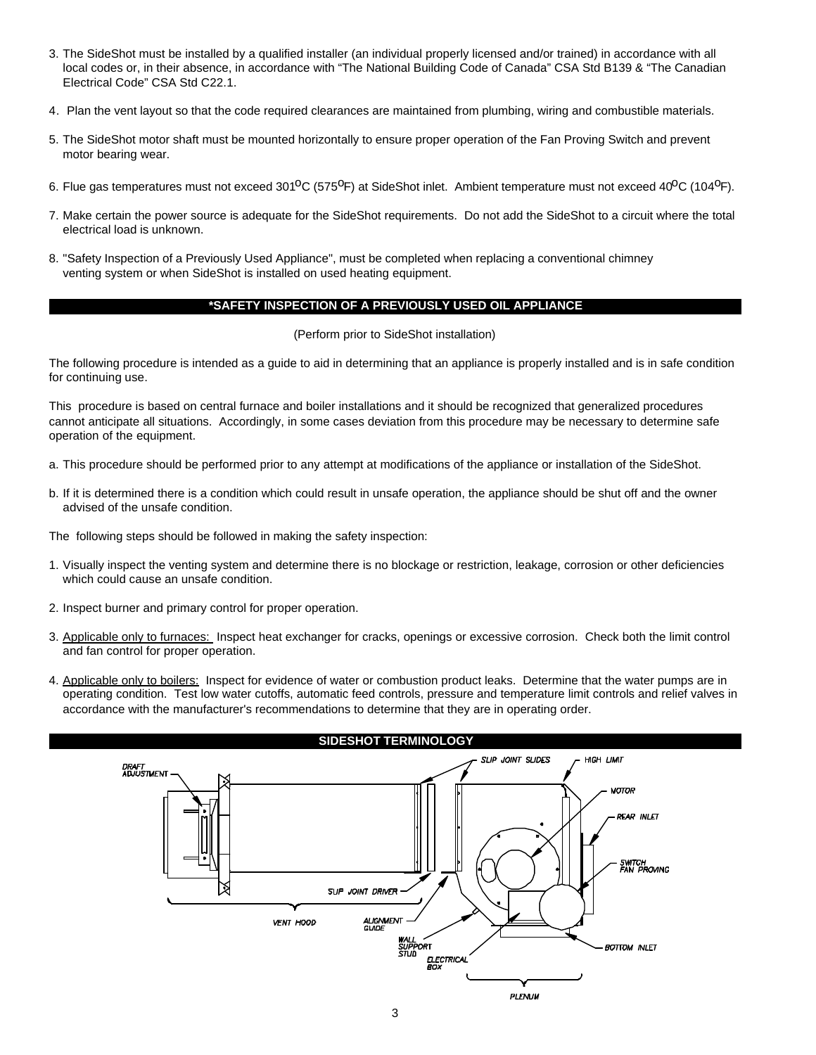3. The SideShot must be installed by a qualified installer (an individual properly licensed and/or trained) in accordance with all local codes or, in their absence, in accordance with "The National Building Code of Canada" CSA Std B139 & "The Canadian Electrical Code" CSA Std C22.1.

4. Plan the vent layout so that the code required clearances are maintained from plumbing, wiring and combustible materials.

5. The SideShot motor shaft must be mounted horizontally to ensure proper operation of the Fan Proving Switch and prevent motor bearing wear.

6. Flue gas temperatures must not exceed 301$^{o}$C (575$^{o}$F) at SideShot inlet. Ambient temperature must not exceed 40$^{o}$C (104$^{o}$F).

7. Make certain the power source is adequate for the SideShot requirements. Do not add the SideShot to a circuit where the total electrical load is unknown.

8. "Safety Inspection of a Previously Used Appliance", must be completed when replacing a conventional chimney venting system or when SideShot is installed on used heating equipment.

## *SAFETY INSPECTION OF A PREVIOUSLY USED OIL APPLIANCE

(Perform prior to SideShot installation)

The following procedure is intended as a guide to aid in determining that an appliance is properly installed and is in safe condition for continuing use.

This procedure is based on central furnace and boiler installations and it should be recognized that generalized procedures cannot anticipate all situations. Accordingly, in some cases deviation from this procedure may be necessary to determine safe operation of the equipment.

a. This procedure should be performed prior to any attempt at modifications of the appliance or installation of the SideShot.

b. If it is determined there is a condition which could result in unsafe operation, the appliance should be shut off and the owner advised of the unsafe condition.

The following steps should be followed in making the safety inspection:

1. Visually inspect the venting system and determine there is no blockage or restriction, leakage, corrosion or other deficiencies which could cause an unsafe condition.

2. Inspect burner and primary control for proper operation.

3. Applicable only to furnaces: Inspect heat exchanger for cracks, openings or excessive corrosion. Check both the limit control and fan control for proper operation.

4. Applicable only to boilers: Inspect for evidence of water or combustion product leaks. Determine that the water pumps are in operating condition. Test low water cutoffs, automatic feed controls, pressure and temperature limit controls and relief valves in accordance with the manufacturer's recommendations to determine that they are in operating order.

## SIDESHOT TERMINOLOGY

DRAFT ADJUSTMENT, SLIP JOINT SLIDES, HIGH LIMIT, MOTOR, REAR INLET, SWITCH FAN PROVING, SLIP JOINT DRIVER, VENT HOOD, ALIGNMENT GUIDE, WALL SUPPORT STUD, ELECTRICAL BOX, BOTTOM INLET, PLENUM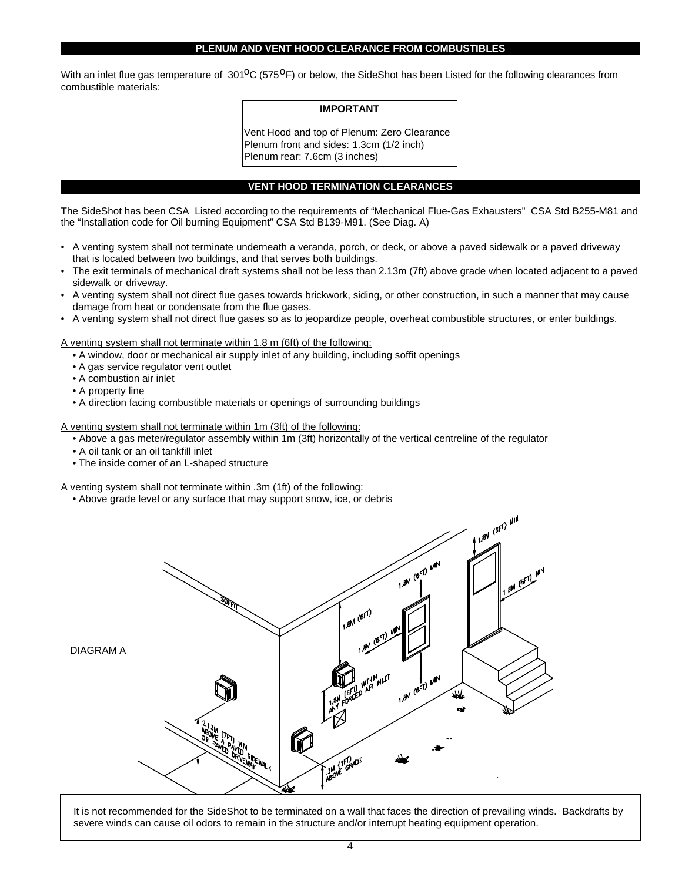## PLENUM AND VENT HOOD CLEARANCE FROM COMBUSTIBLES

With an inlet flue gas temperature of 301$^{o}$C (575$^{o}$F) or below, the SideShot has been Listed for the following clearances from combustible materials:

**IMPORTANT**

Vent Hood and top of Plenum: Zero Clearance
Plenum front and sides: 1.3cm (1/2 inch)
Plenum rear: 7.6cm (3 inches)

## VENT HOOD TERMINATION CLEARANCES

The SideShot has been CSA Listed according to the requirements of "Mechanical Flue-Gas Exhausters" CSA Std B255-M81 and the "Installation code for Oil burning Equipment" CSA Std B139-M91. (See Diag. A)

- A venting system shall not terminate underneath a veranda, porch, or deck, or above a paved sidewalk or a paved driveway that is located between two buildings, and that serves both buildings.
- The exit terminals of mechanical draft systems shall not be less than 2.13m (7ft) above grade when located adjacent to a paved sidewalk or driveway.
- A venting system shall not direct flue gases towards brickwork, siding, or other construction, in such a manner that may cause damage from heat or condensate from the flue gases.
- A venting system shall not direct flue gases so as to jeopardize people, overheat combustible structures, or enter buildings.

A venting system shall not terminate within 1.8 m (6ft) of the following:

- A window, door or mechanical air supply inlet of any building, including soffit openings
- A gas service regulator vent outlet
- A combustion air inlet
- A property line
- A direction facing combustible materials or openings of surrounding buildings

A venting system shall not terminate within 1m (3ft) of the following:

- Above a gas meter/regulator assembly within 1m (3ft) horizontally of the vertical centreline of the regulator
- A oil tank or an oil tankfill inlet
- The inside corner of an L-shaped structure

A venting system shall not terminate within .3m (1ft) of the following:

- Above grade level or any surface that may support snow, ice, or debris

DIAGRAM A

It is not recommended for the SideShot to be terminated on a wall that faces the direction of prevailing winds. Backdrafts by severe winds can cause oil odors to remain in the structure and/or interrupt heating equipment operation.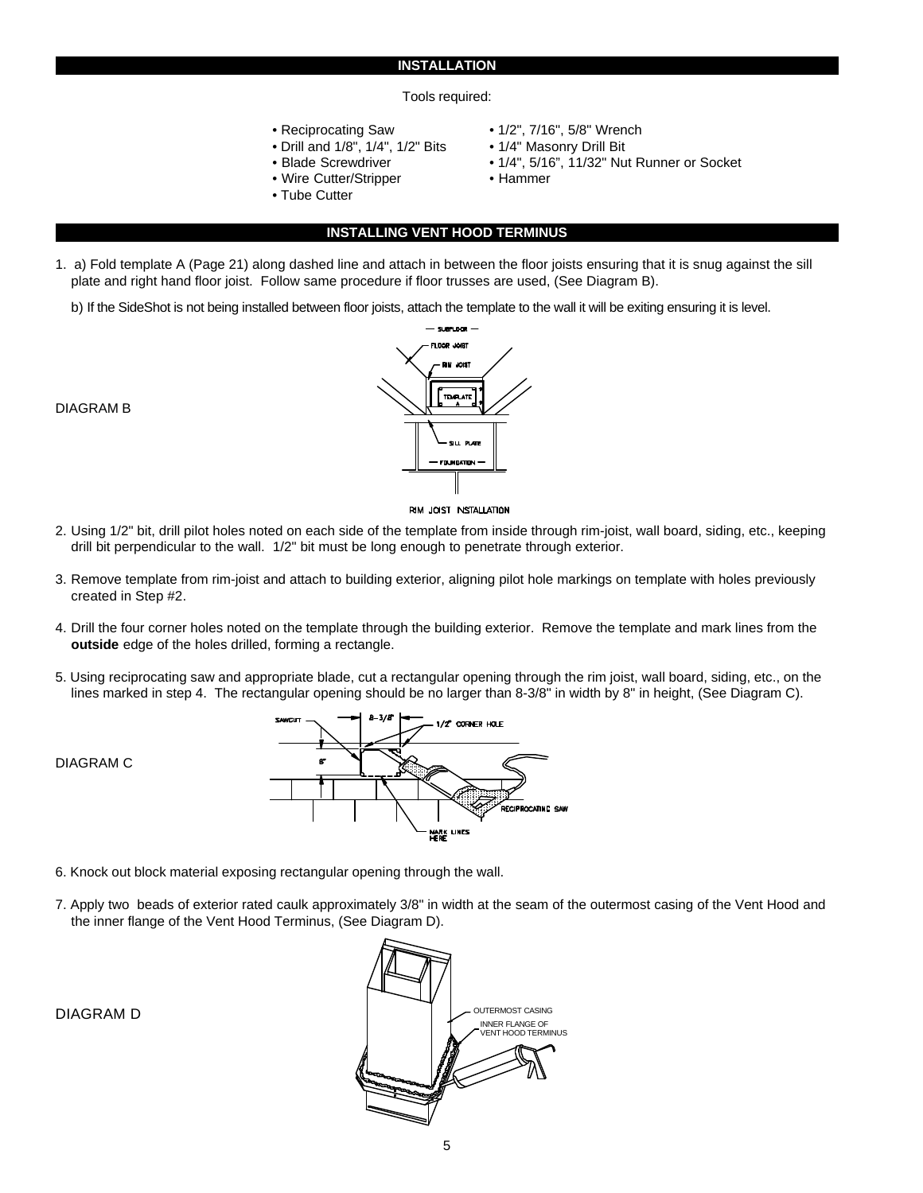## INSTALLATION

Tools required:

- Reciprocating Saw
- Drill and 1/8", 1/4", 1/2" Bits
- Blade Screwdriver
- Wire Cutter/Stripper
- Tube Cutter
- 1/2", 7/16", 5/8" Wrench
- 1/4" Masonry Drill Bit
- 1/4", 5/16", 11/32" Nut Runner or Socket
- Hammer

## INSTALLING VENT HOOD TERMINUS

1. a) Fold template A (Page 21) along dashed line and attach in between the floor joists ensuring that it is snug against the sill plate and right hand floor joist. Follow same procedure if floor trusses are used, (See Diagram B).

   b) If the SideShot is not being installed between floor joists, attach the template to the wall it will be exiting ensuring it is level.

DIAGRAM B

SUBFLOOR
FLOOR JOIST
RIM JOIST
TEMPLATE A
SILL PLATE
FOUNDATION

RIM JOIST INSTALLATION

2. Using 1/2" bit, drill pilot holes noted on each side of the template from inside through rim-joist, wall board, siding, etc., keeping drill bit perpendicular to the wall. 1/2" bit must be long enough to penetrate through exterior.

3. Remove template from rim-joist and attach to building exterior, aligning pilot hole markings on template with holes previously created in Step #2.

4. Drill the four corner holes noted on the template through the building exterior. Remove the template and mark lines from the **outside** edge of the holes drilled, forming a rectangle.

5. Using reciprocating saw and appropriate blade, cut a rectangular opening through the rim joist, wall board, siding, etc., on the lines marked in step 4. The rectangular opening should be no larger than 8-3/8" in width by 8" in height, (See Diagram C).

DIAGRAM C

SAWCUT
8-3/8"
1/2" CORNER HOLE
8"
RECIPROCATING SAW
MARK LINES HERE

6. Knock out block material exposing rectangular opening through the wall.

7. Apply two beads of exterior rated caulk approximately 3/8" in width at the seam of the outermost casing of the Vent Hood and the inner flange of the Vent Hood Terminus, (See Diagram D).

DIAGRAM D

OUTERMOST CASING
INNER FLANGE OF VENT HOOD TERMINUS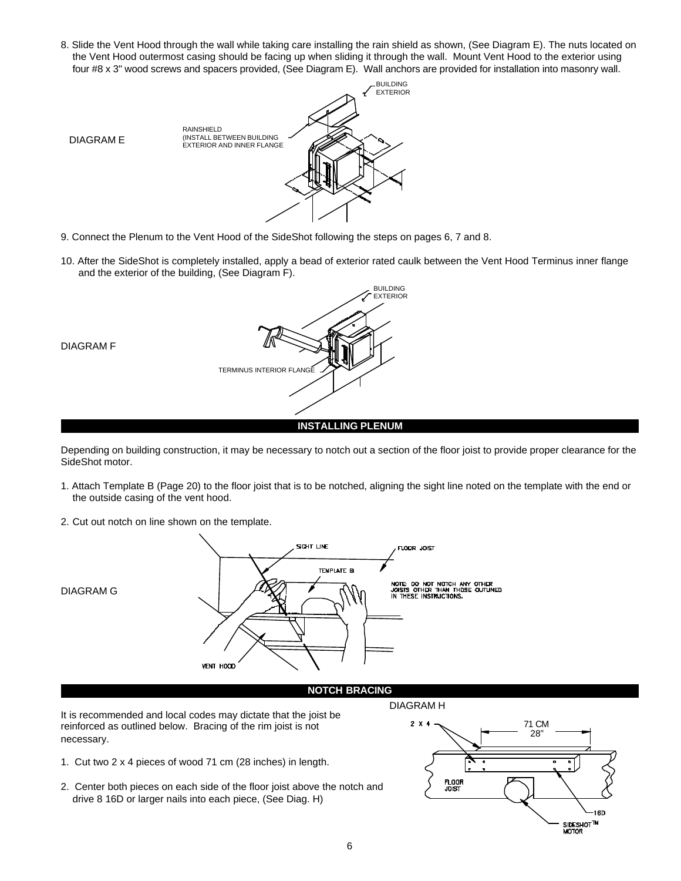8. Slide the Vent Hood through the wall while taking care installing the rain shield as shown, (See Diagram E). The nuts located on the Vent Hood outermost casing should be facing up when sliding it through the wall. Mount Vent Hood to the exterior using four #8 x 3" wood screws and spacers provided, (See Diagram E). Wall anchors are provided for installation into masonry wall.

DIAGRAM E

RAINSHIELD (INSTALL BETWEEN BUILDING EXTERIOR AND INNER FLANGE

BUILDING EXTERIOR

9. Connect the Plenum to the Vent Hood of the SideShot following the steps on pages 6, 7 and 8.

10. After the SideShot is completely installed, apply a bead of exterior rated caulk between the Vent Hood Terminus inner flange and the exterior of the building, (See Diagram F).

DIAGRAM F

BUILDING EXTERIOR

TERMINUS INTERIOR FLANGE

## INSTALLING PLENUM

Depending on building construction, it may be necessary to notch out a section of the floor joist to provide proper clearance for the SideShot motor.

1. Attach Template B (Page 20) to the floor joist that is to be notched, aligning the sight line noted on the template with the end or the outside casing of the vent hood.

2. Cut out notch on line shown on the template.

DIAGRAM G

SIGHT LINE

FLOOR JOIST

TEMPLATE B

NOTE: DO NOT NOTCH ANY OTHER JOISTS OTHER THAN THOSE OUTLINED IN THESE INSTRUCTIONS.

VENT HOOD

## NOTCH BRACING

It is recommended and local codes may dictate that the joist be reinforced as outlined below. Bracing of the rim joist is not necessary.

1. Cut two 2 x 4 pieces of wood 71 cm (28 inches) in length.

2. Center both pieces on each side of the floor joist above the notch and drive 8 16D or larger nails into each piece, (See Diag. H)

DIAGRAM H

2 X 4

71 CM 28"

FLOOR JOIST

16D

SIDESHOT™ MOTOR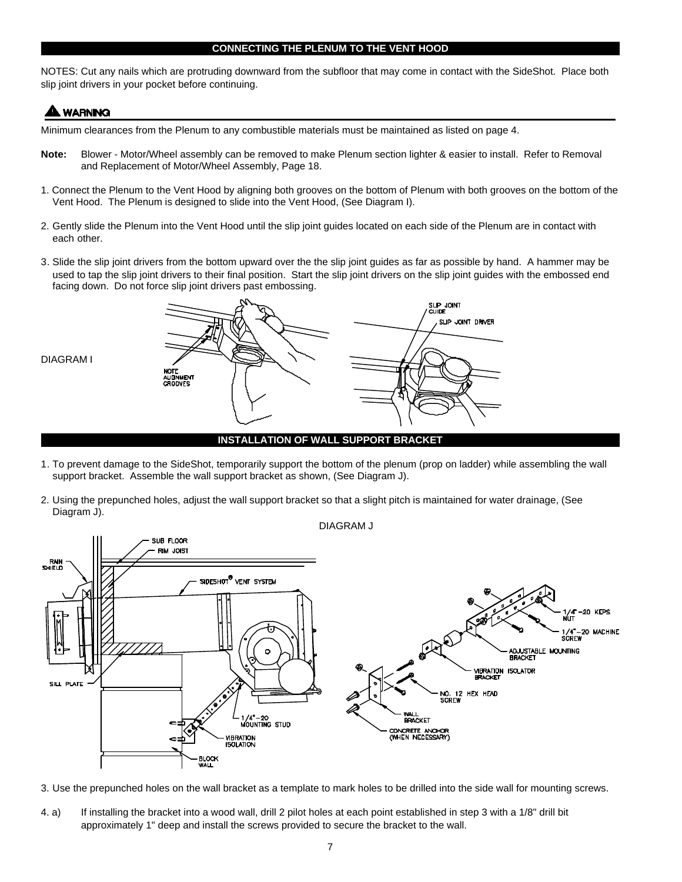## CONNECTING THE PLENUM TO THE VENT HOOD

NOTES: Cut any nails which are protruding downward from the subfloor that may come in contact with the SideShot. Place both slip joint drivers in your pocket before continuing.

**⚠ WARNING**

Minimum clearances from the Plenum to any combustible materials must be maintained as listed on page 4.

**Note:** Blower - Motor/Wheel assembly can be removed to make Plenum section lighter & easier to install. Refer to Removal and Replacement of Motor/Wheel Assembly, Page 18.

1. Connect the Plenum to the Vent Hood by aligning both grooves on the bottom of Plenum with both grooves on the bottom of the Vent Hood. The Plenum is designed to slide into the Vent Hood, (See Diagram I).

2. Gently slide the Plenum into the Vent Hood until the slip joint guides located on each side of the Plenum are in contact with each other.

3. Slide the slip joint drivers from the bottom upward over the the slip joint guides as far as possible by hand. A hammer may be used to tap the slip joint drivers to their final position. Start the slip joint drivers on the slip joint guides with the embossed end facing down. Do not force slip joint drivers past embossing.

DIAGRAM I

NOTE ALIGNMENT GROOVES

SLIP JOINT GUIDE

SLIP JOINT DRIVER

## INSTALLATION OF WALL SUPPORT BRACKET

1. To prevent damage to the SideShot, temporarily support the bottom of the plenum (prop on ladder) while assembling the wall support bracket. Assemble the wall support bracket as shown, (See Diagram J).

2. Using the prepunched holes, adjust the wall support bracket so that a slight pitch is maintained for water drainage, (See Diagram J).

DIAGRAM J

SUB FLOOR

RIM JOIST

RAIN SHIELD

SIDESHOT® VENT SYSTEM

SILL PLATE

1/4"–20 MOUNTING STUD

VIBRATION ISOLATION

BLOCK WALL

1/4"–20 KEPS NUT

1/4"–20 MACHINE SCREW

ADJUSTABLE MOUNTING BRACKET

VIBRATION ISOLATOR BRACKET

NO. 12 HEX HEAD SCREW

WALL BRACKET

CONCRETE ANCHOR (WHEN NECESSARY)

3. Use the prepunched holes on the wall bracket as a template to mark holes to be drilled into the side wall for mounting screws.

4. a) If installing the bracket into a wood wall, drill 2 pilot holes at each point established in step 3 with a 1/8" drill bit approximately 1" deep and install the screws provided to secure the bracket to the wall.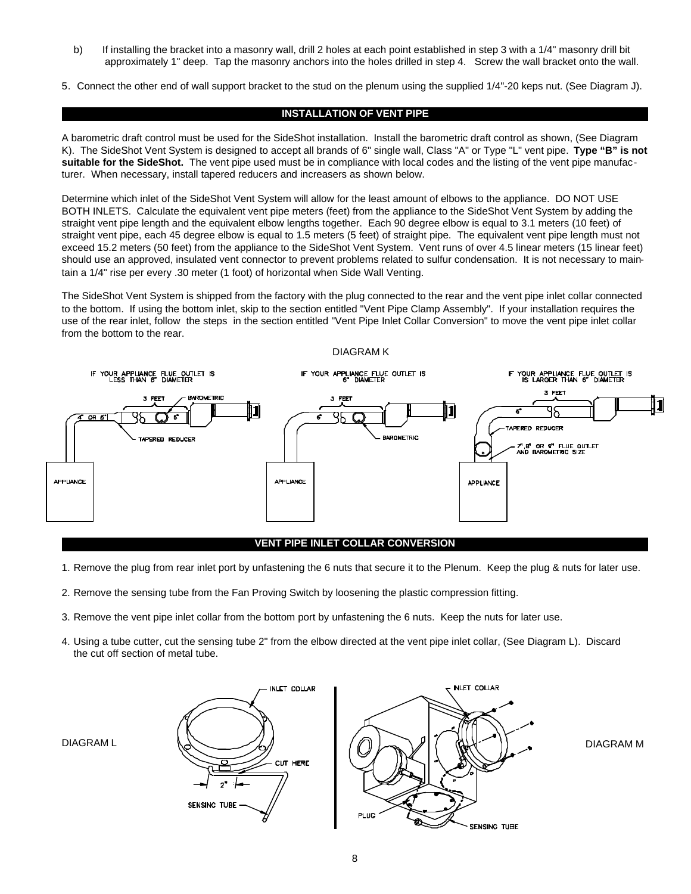b) If installing the bracket into a masonry wall, drill 2 holes at each point established in step 3 with a 1/4" masonry drill bit approximately 1" deep. Tap the masonry anchors into the holes drilled in step 4. Screw the wall bracket onto the wall.

5. Connect the other end of wall support bracket to the stud on the plenum using the supplied 1/4"-20 keps nut. (See Diagram J).

## INSTALLATION OF VENT PIPE

A barometric draft control must be used for the SideShot installation. Install the barometric draft control as shown, (See Diagram K). The SideShot Vent System is designed to accept all brands of 6" single wall, Class "A" or Type "L" vent pipe. **Type "B" is not suitable for the SideShot.** The vent pipe used must be in compliance with local codes and the listing of the vent pipe manufacturer. When necessary, install tapered reducers and increasers as shown below.

Determine which inlet of the SideShot Vent System will allow for the least amount of elbows to the appliance. DO NOT USE BOTH INLETS. Calculate the equivalent vent pipe meters (feet) from the appliance to the SideShot Vent System by adding the straight vent pipe length and the equivalent elbow lengths together. Each 90 degree elbow is equal to 3.1 meters (10 feet) of straight vent pipe, each 45 degree elbow is equal to 1.5 meters (5 feet) of straight pipe. The equivalent vent pipe length must not exceed 15.2 meters (50 feet) from the appliance to the SideShot Vent System. Vent runs of over 4.5 linear meters (15 linear feet) should use an approved, insulated vent connector to prevent problems related to sulfur condensation. It is not necessary to maintain a 1/4" rise per every .30 meter (1 foot) of horizontal when Side Wall Venting.

The SideShot Vent System is shipped from the factory with the plug connected to the rear and the vent pipe inlet collar connected to the bottom. If using the bottom inlet, skip to the section entitled "Vent Pipe Clamp Assembly". If your installation requires the use of the rear inlet, follow the steps in the section entitled "Vent Pipe Inlet Collar Conversion" to move the vent pipe inlet collar from the bottom to the rear.

DIAGRAM K

IF YOUR APPLIANCE FLUE OUTLET IS LESS THAN 6" DIAMETER — 3 FEET, BAROMETRIC, 6", 4" OR 5", TAPERED REDUCER, APPLIANCE

IF YOUR APPLIANCE FLUE OUTLET IS 6" DIAMETER — 3 FEET, 6", BAROMETRIC, APPLIANCE

IF YOUR APPLIANCE FLUE OUTLET IS IS LARGER THAN 6" DIAMETER — 3 FEET, 6", TAPERED REDUCER, 7", 8" OR 9" FLUE OUTLET AND BAROMETRIC SIZE, APPLIANCE

## VENT PIPE INLET COLLAR CONVERSION

1. Remove the plug from rear inlet port by unfastening the 6 nuts that secure it to the Plenum. Keep the plug & nuts for later use.

2. Remove the sensing tube from the Fan Proving Switch by loosening the plastic compression fitting.

3. Remove the vent pipe inlet collar from the bottom port by unfastening the 6 nuts. Keep the nuts for later use.

4. Using a tube cutter, cut the sensing tube 2" from the elbow directed at the vent pipe inlet collar, (See Diagram L). Discard the cut off section of metal tube.

DIAGRAM L — INLET COLLAR, CUT HERE, 2", SENSING TUBE

DIAGRAM M — INLET COLLAR, PLUG, SENSING TUBE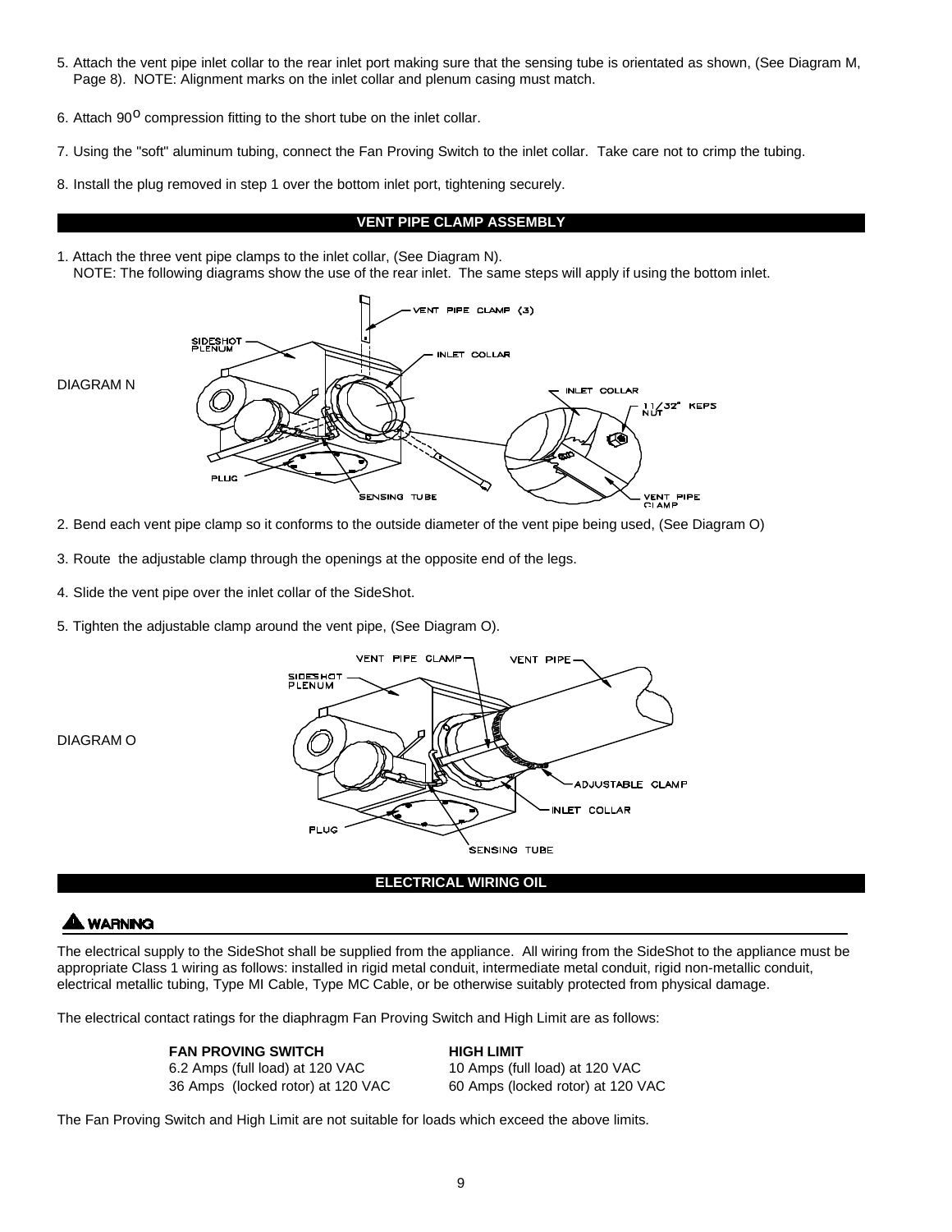5. Attach the vent pipe inlet collar to the rear inlet port making sure that the sensing tube is orientated as shown, (See Diagram M, Page 8). NOTE: Alignment marks on the inlet collar and plenum casing must match.

6. Attach 90$^{o}$ compression fitting to the short tube on the inlet collar.

7. Using the "soft" aluminum tubing, connect the Fan Proving Switch to the inlet collar. Take care not to crimp the tubing.

8. Install the plug removed in step 1 over the bottom inlet port, tightening securely.

## VENT PIPE CLAMP ASSEMBLY

1. Attach the three vent pipe clamps to the inlet collar, (See Diagram N).
   NOTE: The following diagrams show the use of the rear inlet. The same steps will apply if using the bottom inlet.

DIAGRAM N

2. Bend each vent pipe clamp so it conforms to the outside diameter of the vent pipe being used, (See Diagram O)

3. Route the adjustable clamp through the openings at the opposite end of the legs.

4. Slide the vent pipe over the inlet collar of the SideShot.

5. Tighten the adjustable clamp around the vent pipe, (See Diagram O).

DIAGRAM O

## ELECTRICAL WIRING OIL

**⚠ WARNING**

The electrical supply to the SideShot shall be supplied from the appliance. All wiring from the SideShot to the appliance must be appropriate Class 1 wiring as follows: installed in rigid metal conduit, intermediate metal conduit, rigid non-metallic conduit, electrical metallic tubing, Type MI Cable, Type MC Cable, or be otherwise suitably protected from physical damage.

The electrical contact ratings for the diaphragm Fan Proving Switch and High Limit are as follows:

| FAN PROVING SWITCH | HIGH LIMIT |
|---|---|
| 6.2 Amps (full load) at 120 VAC | 10 Amps (full load) at 120 VAC |
| 36 Amps (locked rotor) at 120 VAC | 60 Amps (locked rotor) at 120 VAC |

The Fan Proving Switch and High Limit are not suitable for loads which exceed the above limits.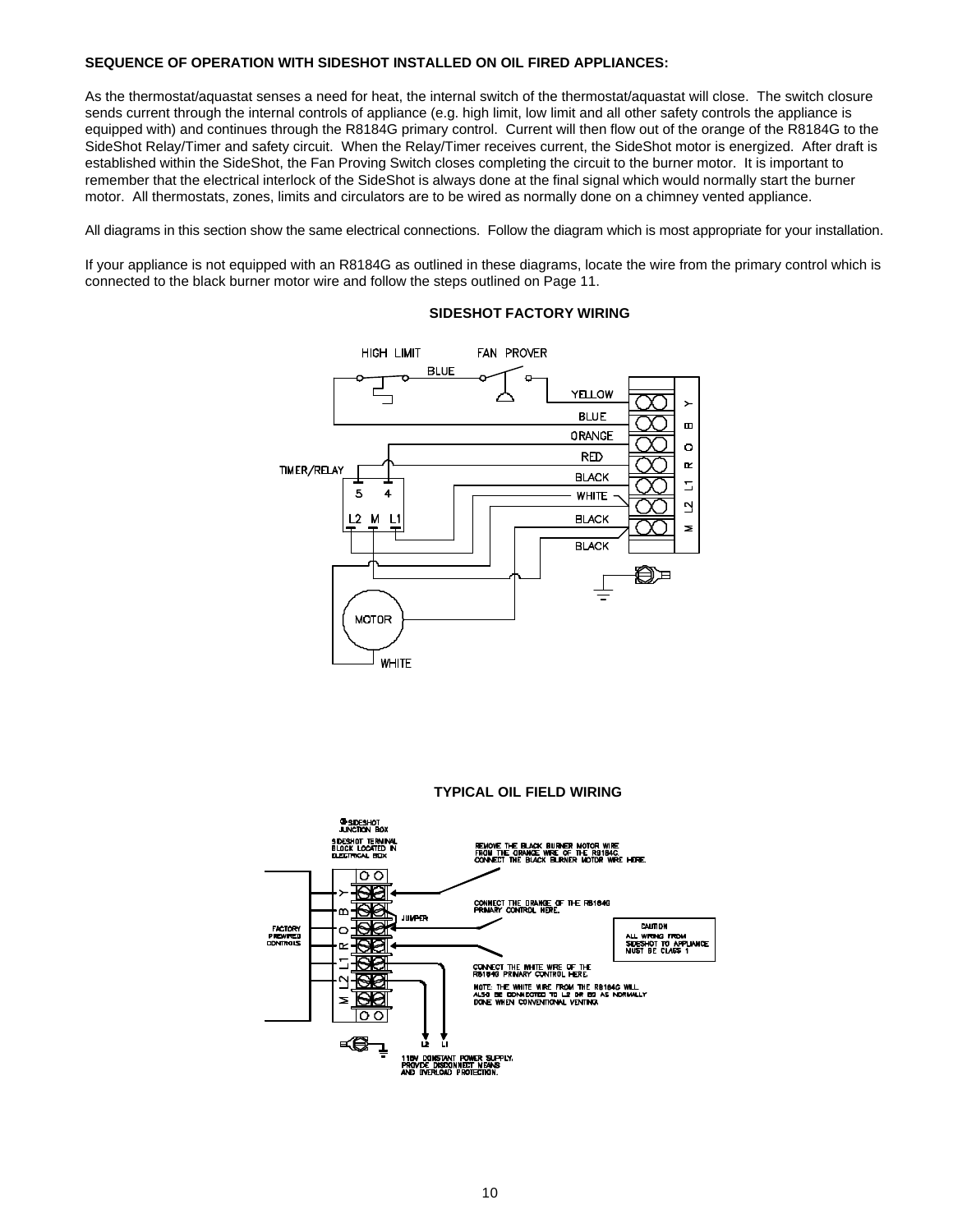**SEQUENCE OF OPERATION WITH SIDESHOT INSTALLED ON OIL FIRED APPLIANCES:**

As the thermostat/aquastat senses a need for heat, the internal switch of the thermostat/aquastat will close. The switch closure sends current through the internal controls of appliance (e.g. high limit, low limit and all other safety controls the appliance is equipped with) and continues through the R8184G primary control. Current will then flow out of the orange of the R8184G to the SideShot Relay/Timer and safety circuit. When the Relay/Timer receives current, the SideShot motor is energized. After draft is established within the SideShot, the Fan Proving Switch closes completing the circuit to the burner motor. It is important to remember that the electrical interlock of the SideShot is always done at the final signal which would normally start the burner motor. All thermostats, zones, limits and circulators are to be wired as normally done on a chimney vented appliance.

All diagrams in this section show the same electrical connections. Follow the diagram which is most appropriate for your installation.

If your appliance is not equipped with an R8184G as outlined in these diagrams, locate the wire from the primary control which is connected to the black burner motor wire and follow the steps outlined on Page 11.

**SIDESHOT FACTORY WIRING**

HIGH LIMIT, FAN PROVER, BLUE, YELLOW, BLUE, ORANGE, RED, BLACK, WHITE, BLACK, BLACK, TIMER/RELAY, 5, 4, L2, M, L1, MOTOR, WHITE, Y, B, O, R, L1, L2, M

**TYPICAL OIL FIELD WIRING**

SIDESHOT JUNCTION BOX

SIDESHOT TERMINAL BLOCK LOCATED IN ELECTRICAL BOX

FACTORY PREWIRED CONTROLS

Y, B, O, R, L1, L2, M

JUMPER

REMOVE THE BLACK BURNER MOTOR WIRE FROM THE ORANGE WIRE OF THE R8184G. CONNECT THE BLACK BURNER MOTOR WIRE HERE.

CONNECT THE ORANGE OF THE R8184G PRIMARY CONTROL HERE.

CONNECT THE WHITE WIRE OF THE R8184G PRIMARY CONTROL HERE.

NOTE: THE WHITE WIRE FROM THE R8184G WILL ALSO BE CONNECTED TO L2 OR B2 AS NORMALLY DONE WHEN CONVENTIONAL VENTING.

CAUTION
ALL WIRING FROM SIDESHOT TO APPLIANCE MUST BE CLASS 1

L2, L1

115V CONSTANT POWER SUPPLY. PROVIDE DISCONNECT MEANS AND OVERLOAD PROTECTION.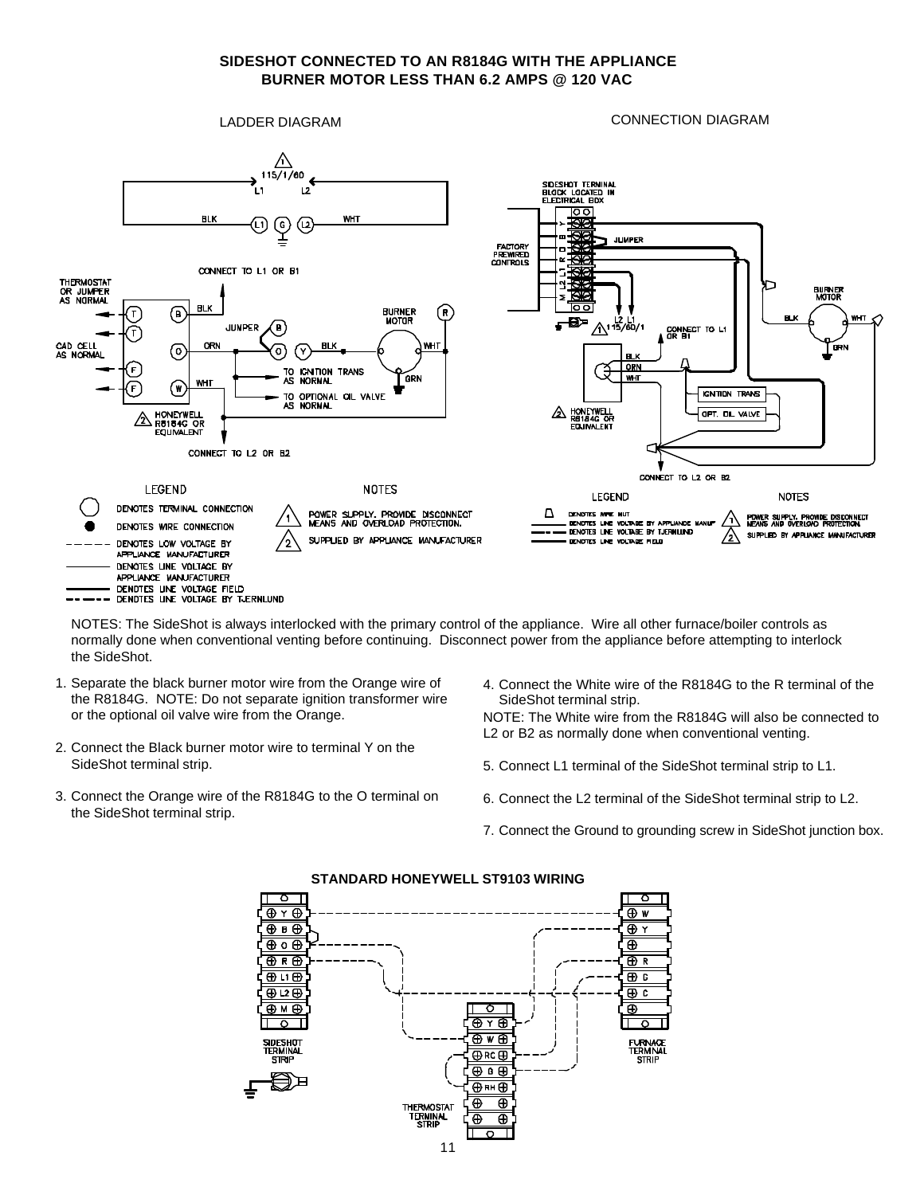## SIDESHOT CONNECTED TO AN R8184G WITH THE APPLIANCE BURNER MOTOR LESS THAN 6.2 AMPS @ 120 VAC

LADDER DIAGRAM

CONNECTION DIAGRAM

NOTES: The SideShot is always interlocked with the primary control of the appliance. Wire all other furnace/boiler controls as normally done when conventional venting before continuing. Disconnect power from the appliance before attempting to interlock the SideShot.

1. Separate the black burner motor wire from the Orange wire of the R8184G. NOTE: Do not separate ignition transformer wire or the optional oil valve wire from the Orange.
2. Connect the Black burner motor wire to terminal Y on the SideShot terminal strip.
3. Connect the Orange wire of the R8184G to the O terminal on the SideShot terminal strip.
4. Connect the White wire of the R8184G to the R terminal of the SideShot terminal strip.

NOTE: The White wire from the R8184G will also be connected to L2 or B2 as normally done when conventional venting.

5. Connect L1 terminal of the SideShot terminal strip to L1.
6. Connect the L2 terminal of the SideShot terminal strip to L2.
7. Connect the Ground to grounding screw in SideShot junction box.

## STANDARD HONEYWELL ST9103 WIRING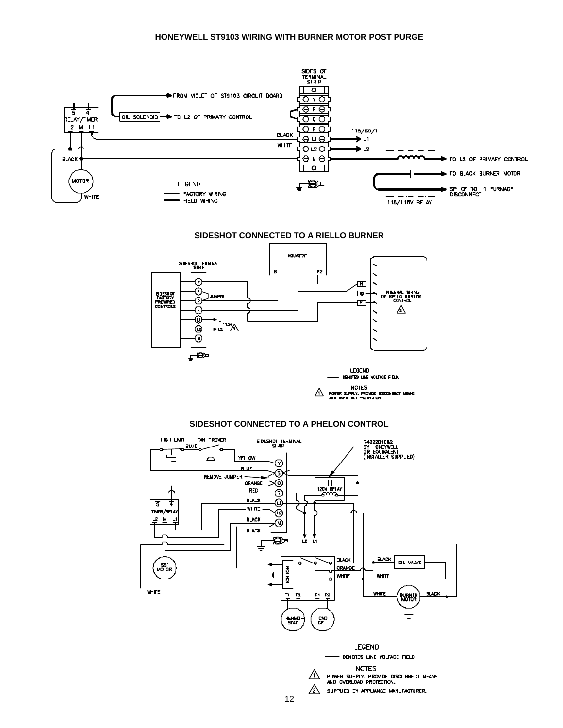## HONEYWELL ST9103 WIRING WITH BURNER MOTOR POST PURGE

SIDESHOT TERMINAL STRIP

FROM VIOLET OF ST9103 CIRCUIT BOARD

RELAY/TIMER

5 4

L2 M L1

OIL SOLENOID

TO L2 OF PRIMARY CONTROL

Y

B

O

R

BLACK L1

WHITE L2

N

115/60/1

L1

L2

BLACK

MOTOR

WHITE

TO L2 OF PRIMARY CONTROL

TO BLACK BURNER MOTOR

SPLICE TO L1 FURNACE DISCONNECT

115/115V RELAY

LEGEND

FACTORY WIRING

FIELD WIRING

## SIDESHOT CONNECTED TO A RIELLO BURNER

AQUASTAT

B1 B2

SIDESHOT TERMINAL STRIP

SIDESHOT FACTORY PREWIRED CONTROLS

Y

B

O

JUMPER

R

L1

L2

M

L1

115V 1

L2

N

INTERNAL WIRING OF RIELLO BURNER CONTROL

2

LEGEND

DENOTES LINE VOLTAGE FIELD.

NOTES

1 POWER SUPPLY. PROVIDE DISCONNECT MEANS AND OVERLOAD PROTECTION.

## SIDESHOT CONNECTED TO A PHELON CONTROL

HIGH LIMIT

FAN PROVER

BLUE

SIDESHOT TERMINAL STRIP

YELLOW

BLUE

REMOVE JUMPER

ORANGE

RED

BLACK

WHITE

BLACK

BLACK

R4222B1082 BY HONEYWELL OR EQUIVALENT (INSTALLER SUPPLIED)

120V RELAY

TIMER/RELAY

5 4

L2 M L1

L2 L1

SS1 MOTOR

WHITE

IGNITOR

BLACK

ORANGE

WHITE

T1 T2 F1 F2

THERMOSTAT

CAD CELL

BLACK

OIL VALVE

WHITE

WHITE

BURNER MOTOR

BLACK

LEGEND

DENOTES LINE VOLTAGE FIELD

NOTES

1 POWER SUPPLY. PROVIDE DISCONNECT MEANS AND OVERLOAD PROTECTION.

2 SUPPLIED BY APPLIANCE MANUFACTURER.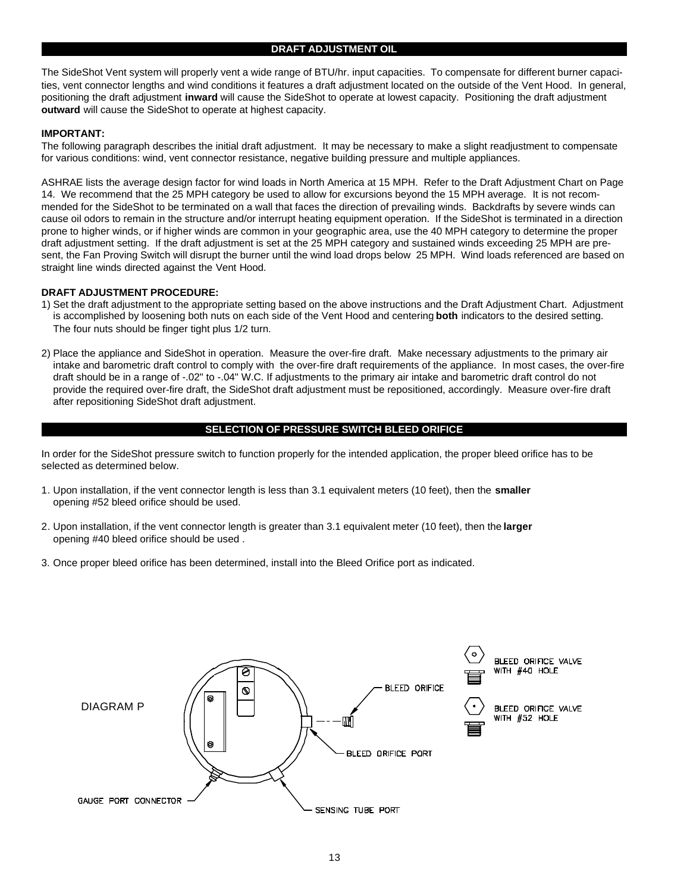## DRAFT ADJUSTMENT OIL

The SideShot Vent system will properly vent a wide range of BTU/hr. input capacities. To compensate for different burner capacities, vent connector lengths and wind conditions it features a draft adjustment located on the outside of the Vent Hood. In general, positioning the draft adjustment **inward** will cause the SideShot to operate at lowest capacity. Positioning the draft adjustment **outward** will cause the SideShot to operate at highest capacity.

**IMPORTANT:**
The following paragraph describes the initial draft adjustment. It may be necessary to make a slight readjustment to compensate for various conditions: wind, vent connector resistance, negative building pressure and multiple appliances.

ASHRAE lists the average design factor for wind loads in North America at 15 MPH. Refer to the Draft Adjustment Chart on Page 14. We recommend that the 25 MPH category be used to allow for excursions beyond the 15 MPH average. It is not recommended for the SideShot to be terminated on a wall that faces the direction of prevailing winds. Backdrafts by severe winds can cause oil odors to remain in the structure and/or interrupt heating equipment operation. If the SideShot is terminated in a direction prone to higher winds, or if higher winds are common in your geographic area, use the 40 MPH category to determine the proper draft adjustment setting. If the draft adjustment is set at the 25 MPH category and sustained winds exceeding 25 MPH are present, the Fan Proving Switch will disrupt the burner until the wind load drops below 25 MPH. Wind loads referenced are based on straight line winds directed against the Vent Hood.

**DRAFT ADJUSTMENT PROCEDURE:**

1) Set the draft adjustment to the appropriate setting based on the above instructions and the Draft Adjustment Chart. Adjustment is accomplished by loosening both nuts on each side of the Vent Hood and centering **both** indicators to the desired setting. The four nuts should be finger tight plus 1/2 turn.

2) Place the appliance and SideShot in operation. Measure the over-fire draft. Make necessary adjustments to the primary air intake and barometric draft control to comply with the over-fire draft requirements of the appliance. In most cases, the over-fire draft should be in a range of -.02" to -.04" W.C. If adjustments to the primary air intake and barometric draft control do not provide the required over-fire draft, the SideShot draft adjustment must be repositioned, accordingly. Measure over-fire draft after repositioning SideShot draft adjustment.

## SELECTION OF PRESSURE SWITCH BLEED ORIFICE

In order for the SideShot pressure switch to function properly for the intended application, the proper bleed orifice has to be selected as determined below.

1. Upon installation, if the vent connector length is less than 3.1 equivalent meters (10 feet), then the **smaller** opening #52 bleed orifice should be used.

2. Upon installation, if the vent connector length is greater than 3.1 equivalent meter (10 feet), then the **larger** opening #40 bleed orifice should be used .

3. Once proper bleed orifice has been determined, install into the Bleed Orifice port as indicated.

DIAGRAM P

BLEED ORIFICE

BLEED ORIFICE PORT

GAUGE PORT CONNECTOR

SENSING TUBE PORT

BLEED ORIFICE VALVE WITH #40 HOLE

BLEED ORIFICE VALVE WITH #52 HOLE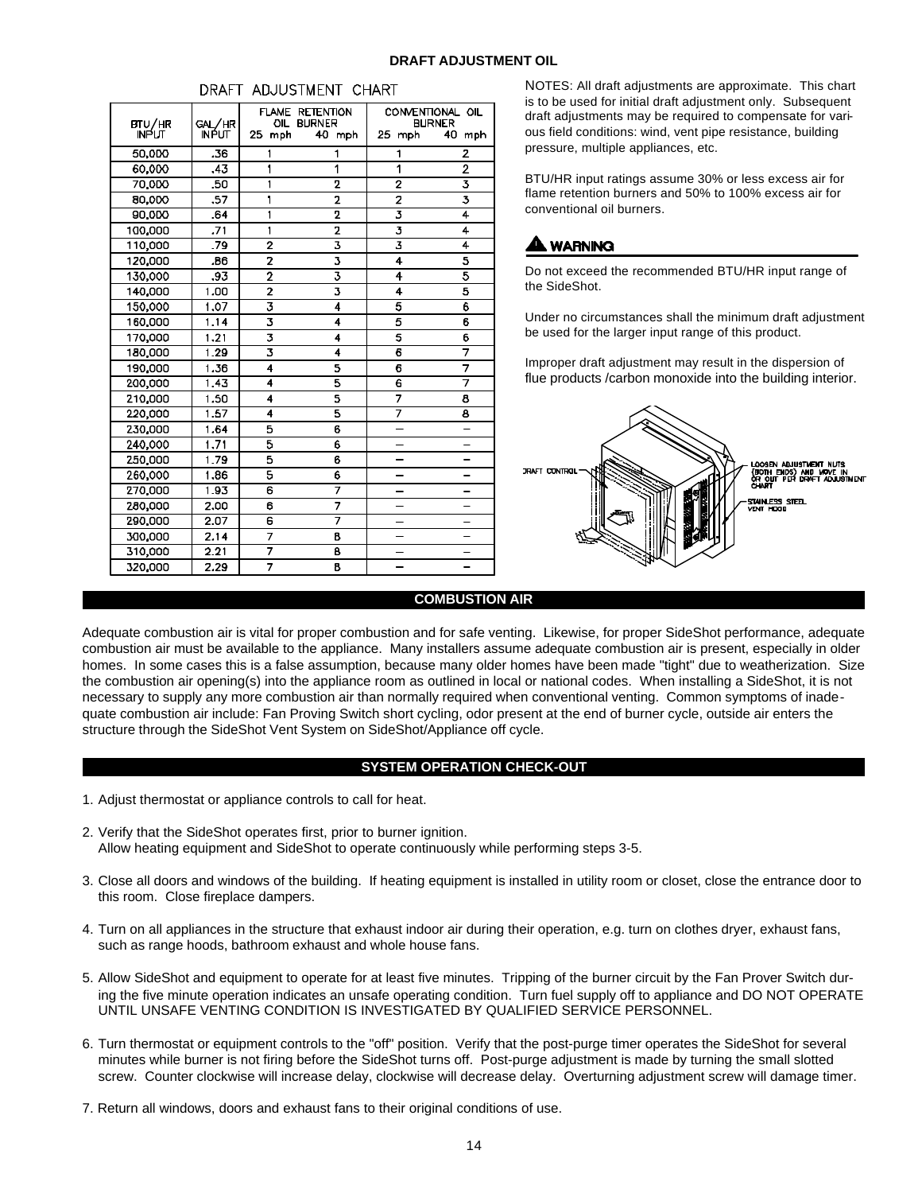## DRAFT ADJUSTMENT OIL

DRAFT ADJUSTMENT CHART

| BTU/HR INPUT | GAL/HR INPUT | FLAME RETENTION OIL BURNER 25 mph | 40 mph | CONVENTIONAL OIL BURNER 25 mph | 40 mph |
|---|---|---|---|---|---|
| 50,000 | .36 | 1 | 1 | 1 | 2 |
| 60,000 | .43 | 1 | 1 | 1 | 2 |
| 70,000 | .50 | 1 | 2 | 2 | 3 |
| 80,000 | .57 | 1 | 2 | 2 | 3 |
| 90,000 | .64 | 1 | 2 | 3 | 4 |
| 100,000 | .71 | 1 | 2 | 3 | 4 |
| 110,000 | .79 | 2 | 3 | 3 | 4 |
| 120,000 | .86 | 2 | 3 | 4 | 5 |
| 130,000 | .93 | 2 | 3 | 4 | 5 |
| 140,000 | 1.00 | 2 | 3 | 4 | 5 |
| 150,000 | 1.07 | 3 | 4 | 5 | 6 |
| 160,000 | 1.14 | 3 | 4 | 5 | 6 |
| 170,000 | 1.21 | 3 | 4 | 5 | 6 |
| 180,000 | 1.29 | 3 | 4 | 6 | 7 |
| 190,000 | 1.36 | 4 | 5 | 6 | 7 |
| 200,000 | 1.43 | 4 | 5 | 6 | 7 |
| 210,000 | 1.50 | 4 | 5 | 7 | 8 |
| 220,000 | 1.57 | 4 | 5 | 7 | 8 |
| 230,000 | 1.64 | 5 | 6 | – | – |
| 240,000 | 1.71 | 5 | 6 | – | – |
| 250,000 | 1.79 | 5 | 6 | – | – |
| 260,000 | 1.86 | 5 | 6 | – | – |
| 270,000 | 1.93 | 6 | 7 | – | – |
| 280,000 | 2.00 | 6 | 7 | – | – |
| 290,000 | 2.07 | 6 | 7 | – | – |
| 300,000 | 2.14 | 7 | 8 | – | – |
| 310,000 | 2.21 | 7 | 8 | – | – |
| 320,000 | 2.29 | 7 | 8 | – | – |

NOTES: All draft adjustments are approximate. This chart is to be used for initial draft adjustment only. Subsequent draft adjustments may be required to compensate for various field conditions: wind, vent pipe resistance, building pressure, multiple appliances, etc.

BTU/HR input ratings assume 30% or less excess air for flame retention burners and 50% to 100% excess air for conventional oil burners.

**⚠ WARNING**

Do not exceed the recommended BTU/HR input range of the SideShot.

Under no circumstances shall the minimum draft adjustment be used for the larger input range of this product.

Improper draft adjustment may result in the dispersion of flue products /carbon monoxide into the building interior.

DRAFT CONTROL

LOOSEN ADJUSTMENT NUTS (BOTH ENDS) AND MOVE IN OR OUT PER DRAFT ADJUSTMENT CHART

STAINLESS STEEL VENT HOOD

## COMBUSTION AIR

Adequate combustion air is vital for proper combustion and for safe venting. Likewise, for proper SideShot performance, adequate combustion air must be available to the appliance. Many installers assume adequate combustion air is present, especially in older homes. In some cases this is a false assumption, because many older homes have been made "tight" due to weatherization. Size the combustion air opening(s) into the appliance room as outlined in local or national codes. When installing a SideShot, it is not necessary to supply any more combustion air than normally required when conventional venting. Common symptoms of inadequate combustion air include: Fan Proving Switch short cycling, odor present at the end of burner cycle, outside air enters the structure through the SideShot Vent System on SideShot/Appliance off cycle.

## SYSTEM OPERATION CHECK-OUT

1. Adjust thermostat or appliance controls to call for heat.
2. Verify that the SideShot operates first, prior to burner ignition. Allow heating equipment and SideShot to operate continuously while performing steps 3-5.
3. Close all doors and windows of the building. If heating equipment is installed in utility room or closet, close the entrance door to this room. Close fireplace dampers.
4. Turn on all appliances in the structure that exhaust indoor air during their operation, e.g. turn on clothes dryer, exhaust fans, such as range hoods, bathroom exhaust and whole house fans.
5. Allow SideShot and equipment to operate for at least five minutes. Tripping of the burner circuit by the Fan Prover Switch during the five minute operation indicates an unsafe operating condition. Turn fuel supply off to appliance and DO NOT OPERATE UNTIL UNSAFE VENTING CONDITION IS INVESTIGATED BY QUALIFIED SERVICE PERSONNEL.
6. Turn thermostat or equipment controls to the "off" position. Verify that the post-purge timer operates the SideShot for several minutes while burner is not firing before the SideShot turns off. Post-purge adjustment is made by turning the small slotted screw. Counter clockwise will increase delay, clockwise will decrease delay. Overturning adjustment screw will damage timer.
7. Return all windows, doors and exhaust fans to their original conditions of use.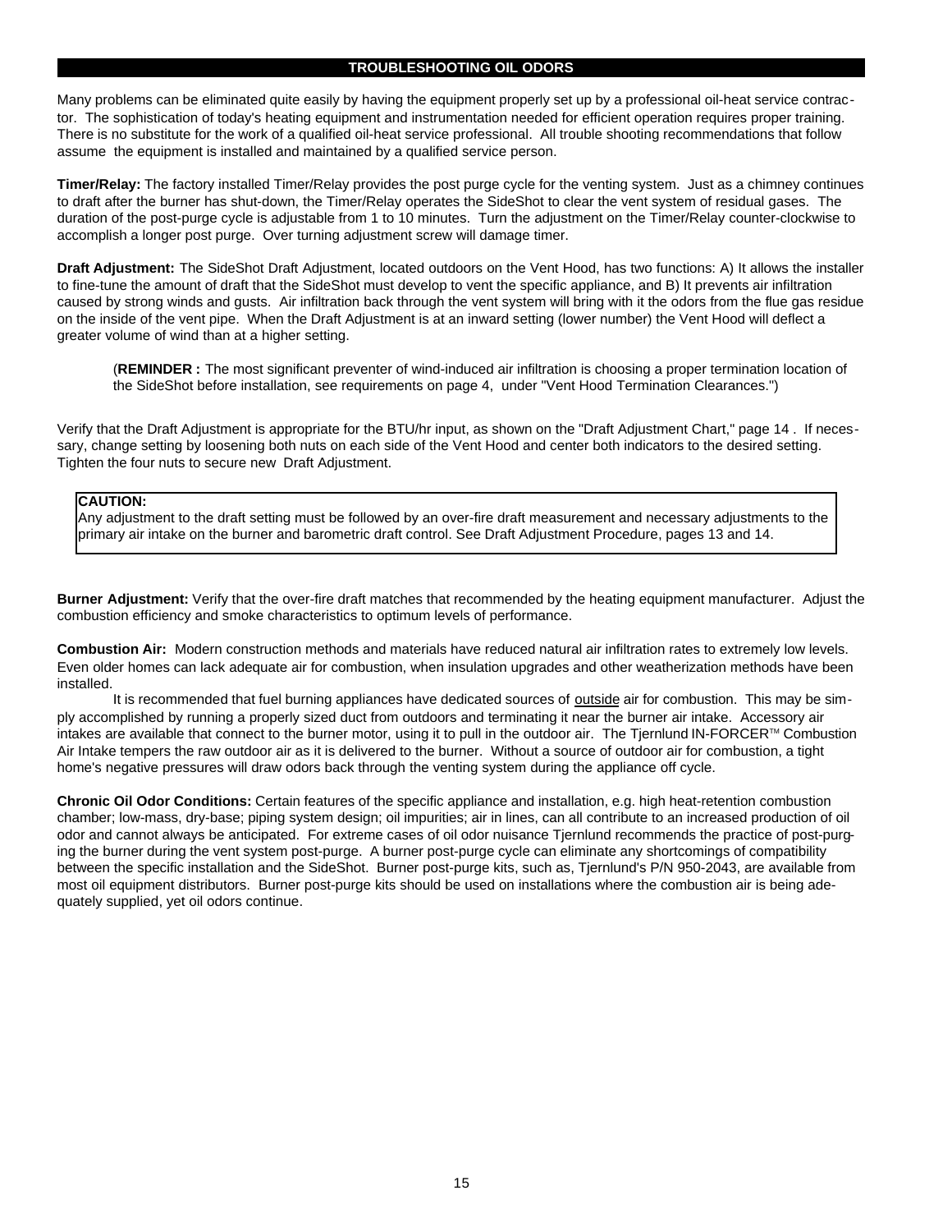## TROUBLESHOOTING OIL ODORS

Many problems can be eliminated quite easily by having the equipment properly set up by a professional oil-heat service contractor. The sophistication of today's heating equipment and instrumentation needed for efficient operation requires proper training. There is no substitute for the work of a qualified oil-heat service professional. All trouble shooting recommendations that follow assume the equipment is installed and maintained by a qualified service person.

**Timer/Relay:** The factory installed Timer/Relay provides the post purge cycle for the venting system. Just as a chimney continues to draft after the burner has shut-down, the Timer/Relay operates the SideShot to clear the vent system of residual gases. The duration of the post-purge cycle is adjustable from 1 to 10 minutes. Turn the adjustment on the Timer/Relay counter-clockwise to accomplish a longer post purge. Over turning adjustment screw will damage timer.

**Draft Adjustment:** The SideShot Draft Adjustment, located outdoors on the Vent Hood, has two functions: A) It allows the installer to fine-tune the amount of draft that the SideShot must develop to vent the specific appliance, and B) It prevents air infiltration caused by strong winds and gusts. Air infiltration back through the vent system will bring with it the odors from the flue gas residue on the inside of the vent pipe. When the Draft Adjustment is at an inward setting (lower number) the Vent Hood will deflect a greater volume of wind than at a higher setting.

> (**REMINDER :** The most significant preventer of wind-induced air infiltration is choosing a proper termination location of the SideShot before installation, see requirements on page 4, under "Vent Hood Termination Clearances.")

Verify that the Draft Adjustment is appropriate for the BTU/hr input, as shown on the "Draft Adjustment Chart," page 14 . If necessary, change setting by loosening both nuts on each side of the Vent Hood and center both indicators to the desired setting. Tighten the four nuts to secure new Draft Adjustment.

> **CAUTION:**
> Any adjustment to the draft setting must be followed by an over-fire draft measurement and necessary adjustments to the primary air intake on the burner and barometric draft control. See Draft Adjustment Procedure, pages 13 and 14.

**Burner Adjustment:** Verify that the over-fire draft matches that recommended by the heating equipment manufacturer. Adjust the combustion efficiency and smoke characteristics to optimum levels of performance.

**Combustion Air:** Modern construction methods and materials have reduced natural air infiltration rates to extremely low levels. Even older homes can lack adequate air for combustion, when insulation upgrades and other weatherization methods have been installed.

It is recommended that fuel burning appliances have dedicated sources of <u>outside</u> air for combustion. This may be simply accomplished by running a properly sized duct from outdoors and terminating it near the burner air intake. Accessory air intakes are available that connect to the burner motor, using it to pull in the outdoor air. The Tjernlund IN-FORCER™ Combustion Air Intake tempers the raw outdoor air as it is delivered to the burner. Without a source of outdoor air for combustion, a tight home's negative pressures will draw odors back through the venting system during the appliance off cycle.

**Chronic Oil Odor Conditions:** Certain features of the specific appliance and installation, e.g. high heat-retention combustion chamber; low-mass, dry-base; piping system design; oil impurities; air in lines, can all contribute to an increased production of oil odor and cannot always be anticipated. For extreme cases of oil odor nuisance Tjernlund recommends the practice of post-purging the burner during the vent system post-purge. A burner post-purge cycle can eliminate any shortcomings of compatibility between the specific installation and the SideShot. Burner post-purge kits, such as, Tjernlund's P/N 950-2043, are available from most oil equipment distributors. Burner post-purge kits should be used on installations where the combustion air is being adequately supplied, yet oil odors continue.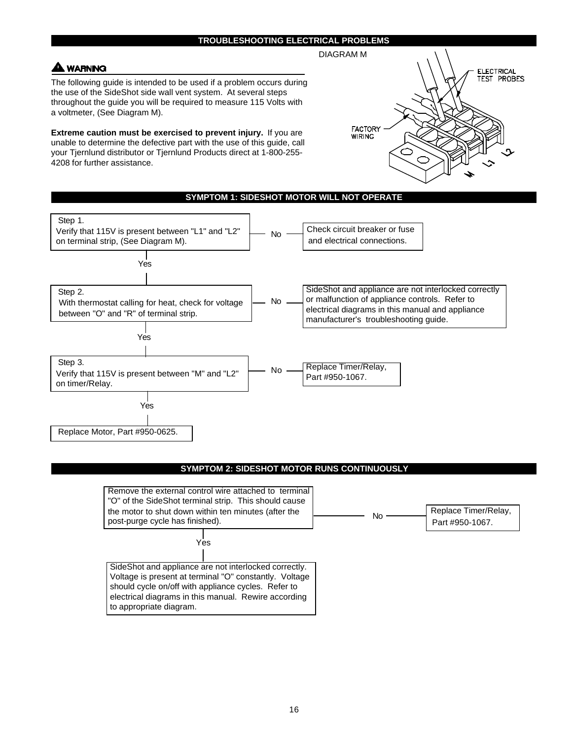## TROUBLESHOOTING ELECTRICAL PROBLEMS

DIAGRAM M

ELECTRICAL TEST PROBES

FACTORY WIRING

M L1 L2

**⚠ WARNING**

The following guide is intended to be used if a problem occurs during the use of the SideShot side wall vent system. At several steps throughout the guide you will be required to measure 115 Volts with a voltmeter, (See Diagram M).

**Extreme caution must be exercised to prevent injury.** If you are unable to determine the defective part with the use of this guide, call your Tjernlund distributor or Tjernlund Products direct at 1-800-255-4208 for further assistance.

## SYMPTOM 1: SIDESHOT MOTOR WILL NOT OPERATE

**Step 1.** Verify that 115V is present between "L1" and "L2" on terminal strip, (See Diagram M).

- **No** → Check circuit breaker or fuse and electrical connections.
- **Yes** → Step 2.

**Step 2.** With thermostat calling for heat, check for voltage between "O" and "R" of terminal strip.

- **No** → SideShot and appliance are not interlocked correctly or malfunction of appliance controls. Refer to electrical diagrams in this manual and appliance manufacturer's troubleshooting guide.
- **Yes** → Step 3.

**Step 3.** Verify that 115V is present between "M" and "L2" on timer/Relay.

- **No** → Replace Timer/Relay, Part #950-1067.
- **Yes** → Replace Motor, Part #950-0625.

## SYMPTOM 2: SIDESHOT MOTOR RUNS CONTINUOUSLY

Remove the external control wire attached to terminal "O" of the SideShot terminal strip. This should cause the motor to shut down within ten minutes (after the post-purge cycle has finished).

- **No** → Replace Timer/Relay, Part #950-1067.
- **Yes** → SideShot and appliance are not interlocked correctly. Voltage is present at terminal "O" constantly. Voltage should cycle on/off with appliance cycles. Refer to electrical diagrams in this manual. Rewire according to appropriate diagram.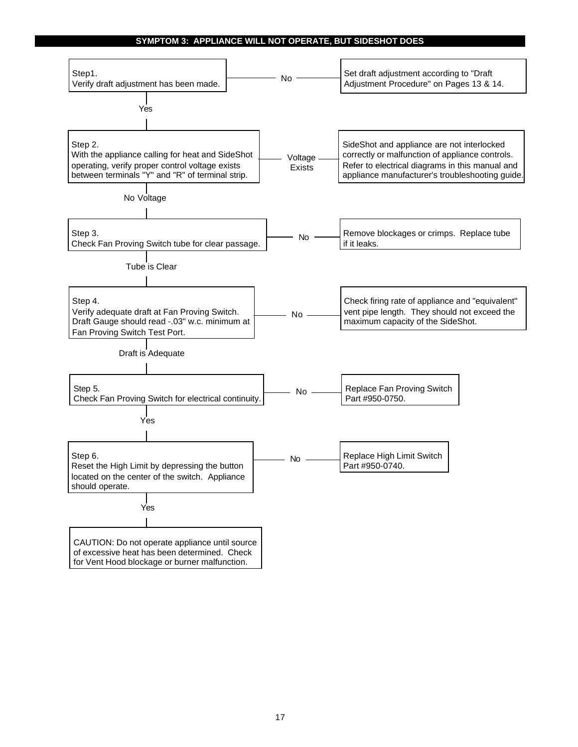## SYMPTOM 3: APPLIANCE WILL NOT OPERATE, BUT SIDESHOT DOES

**Step1.**
Verify draft adjustment has been made.

- **No** → Set draft adjustment according to "Draft Adjustment Procedure" on Pages 13 & 14.
- **Yes** → Step 2.

**Step 2.**
With the appliance calling for heat and SideShot operating, verify proper control voltage exists between terminals "Y" and "R" of terminal strip.

- **Voltage Exists** → SideShot and appliance are not interlocked correctly or malfunction of appliance controls. Refer to electrical diagrams in this manual and appliance manufacturer's troubleshooting guide.
- **No Voltage** → Step 3.

**Step 3.**
Check Fan Proving Switch tube for clear passage.

- **No** → Remove blockages or crimps. Replace tube if it leaks.
- **Tube is Clear** → Step 4.

**Step 4.**
Verify adequate draft at Fan Proving Switch. Draft Gauge should read -.03" w.c. minimum at Fan Proving Switch Test Port.

- **No** → Check firing rate of appliance and "equivalent" vent pipe length. They should not exceed the maximum capacity of the SideShot.
- **Draft is Adequate** → Step 5.

**Step 5.**
Check Fan Proving Switch for electrical continuity.

- **No** → Replace Fan Proving Switch Part #950-0750.
- **Yes** → Step 6.

**Step 6.**
Reset the High Limit by depressing the button located on the center of the switch. Appliance should operate.

- **No** → Replace High Limit Switch Part #950-0740.
- **Yes** → CAUTION: Do not operate appliance until source of excessive heat has been determined. Check for Vent Hood blockage or burner malfunction.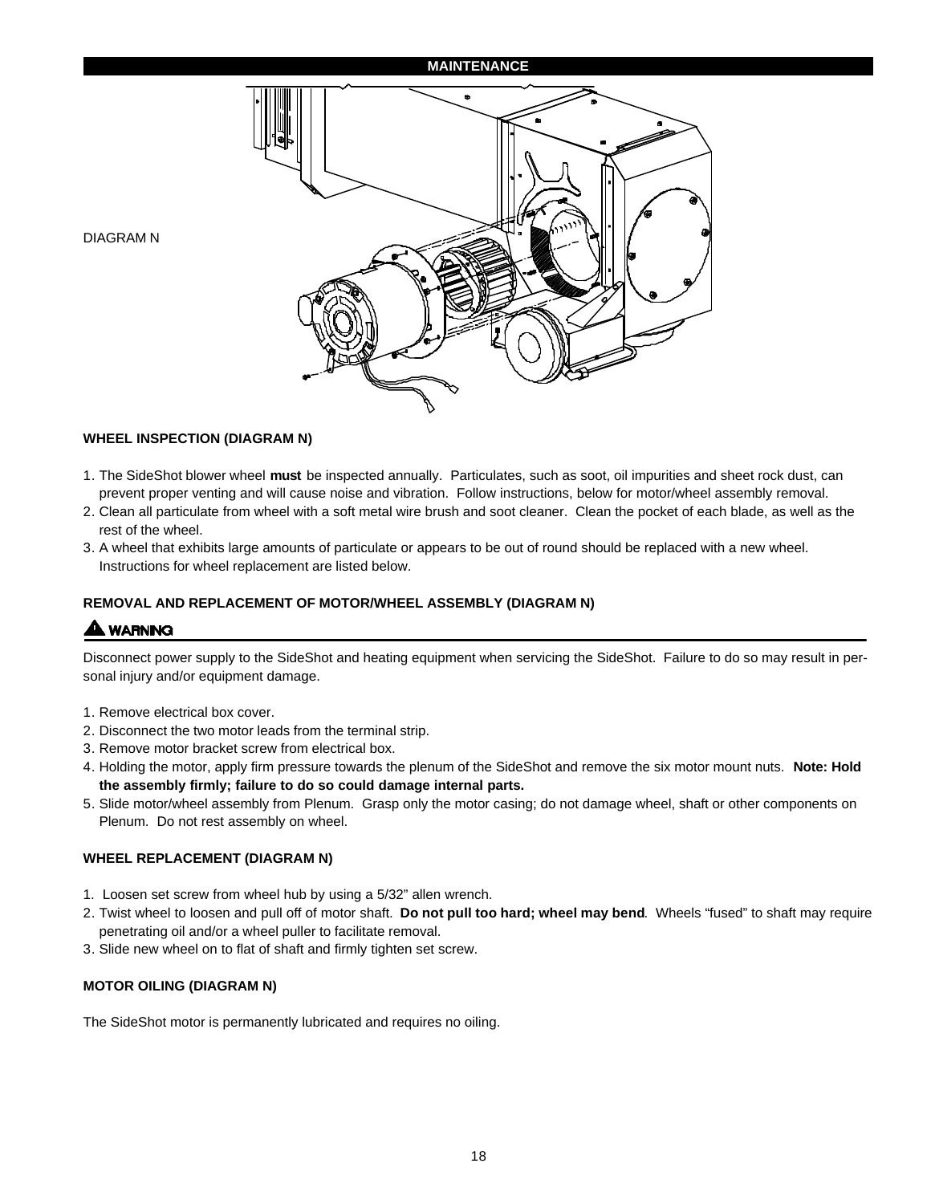## MAINTENANCE

DIAGRAM N

### WHEEL INSPECTION (DIAGRAM N)

1. The SideShot blower wheel **must** be inspected annually. Particulates, such as soot, oil impurities and sheet rock dust, can prevent proper venting and will cause noise and vibration. Follow instructions, below for motor/wheel assembly removal.
2. Clean all particulate from wheel with a soft metal wire brush and soot cleaner. Clean the pocket of each blade, as well as the rest of the wheel.
3. A wheel that exhibits large amounts of particulate or appears to be out of round should be replaced with a new wheel. Instructions for wheel replacement are listed below.

### REMOVAL AND REPLACEMENT OF MOTOR/WHEEL ASSEMBLY (DIAGRAM N)

**⚠ WARNING**

Disconnect power supply to the SideShot and heating equipment when servicing the SideShot. Failure to do so may result in personal injury and/or equipment damage.

1. Remove electrical box cover.
2. Disconnect the two motor leads from the terminal strip.
3. Remove motor bracket screw from electrical box.
4. Holding the motor, apply firm pressure towards the plenum of the SideShot and remove the six motor mount nuts. **Note: Hold the assembly firmly; failure to do so could damage internal parts.**
5. Slide motor/wheel assembly from Plenum. Grasp only the motor casing; do not damage wheel, shaft or other components on Plenum. Do not rest assembly on wheel.

### WHEEL REPLACEMENT (DIAGRAM N)

1. Loosen set screw from wheel hub by using a 5/32" allen wrench.
2. Twist wheel to loosen and pull off of motor shaft. **Do not pull too hard; wheel may bend**. Wheels "fused" to shaft may require penetrating oil and/or a wheel puller to facilitate removal.
3. Slide new wheel on to flat of shaft and firmly tighten set screw.

### MOTOR OILING (DIAGRAM N)

The SideShot motor is permanently lubricated and requires no oiling.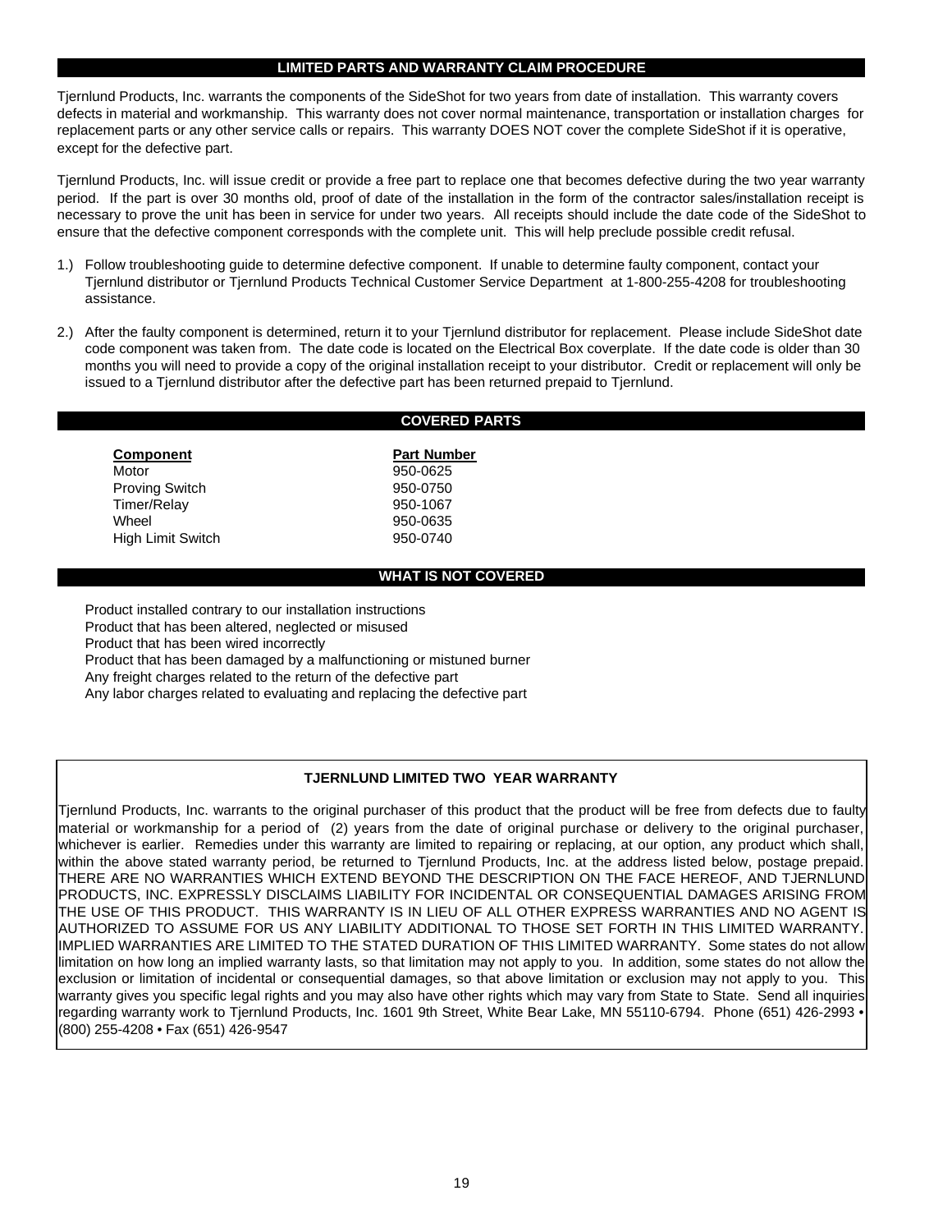## LIMITED PARTS AND WARRANTY CLAIM PROCEDURE

Tjernlund Products, Inc. warrants the components of the SideShot for two years from date of installation. This warranty covers defects in material and workmanship. This warranty does not cover normal maintenance, transportation or installation charges for replacement parts or any other service calls or repairs. This warranty DOES NOT cover the complete SideShot if it is operative, except for the defective part.

Tjernlund Products, Inc. will issue credit or provide a free part to replace one that becomes defective during the two year warranty period. If the part is over 30 months old, proof of date of the installation in the form of the contractor sales/installation receipt is necessary to prove the unit has been in service for under two years. All receipts should include the date code of the SideShot to ensure that the defective component corresponds with the complete unit. This will help preclude possible credit refusal.

1.) Follow troubleshooting guide to determine defective component. If unable to determine faulty component, contact your Tjernlund distributor or Tjernlund Products Technical Customer Service Department at 1-800-255-4208 for troubleshooting assistance.

2.) After the faulty component is determined, return it to your Tjernlund distributor for replacement. Please include SideShot date code component was taken from. The date code is located on the Electrical Box coverplate. If the date code is older than 30 months you will need to provide a copy of the original installation receipt to your distributor. Credit or replacement will only be issued to a Tjernlund distributor after the defective part has been returned prepaid to Tjernlund.

## COVERED PARTS

| Component | Part Number |
|---|---|
| Motor | 950-0625 |
| Proving Switch | 950-0750 |
| Timer/Relay | 950-1067 |
| Wheel | 950-0635 |
| High Limit Switch | 950-0740 |

## WHAT IS NOT COVERED

Product installed contrary to our installation instructions
Product that has been altered, neglected or misused
Product that has been wired incorrectly
Product that has been damaged by a malfunctioning or mistuned burner
Any freight charges related to the return of the defective part
Any labor charges related to evaluating and replacing the defective part

### TJERNLUND LIMITED TWO YEAR WARRANTY

Tjernlund Products, Inc. warrants to the original purchaser of this product that the product will be free from defects due to faulty material or workmanship for a period of (2) years from the date of original purchase or delivery to the original purchaser, whichever is earlier. Remedies under this warranty are limited to repairing or replacing, at our option, any product which shall, within the above stated warranty period, be returned to Tjernlund Products, Inc. at the address listed below, postage prepaid. THERE ARE NO WARRANTIES WHICH EXTEND BEYOND THE DESCRIPTION ON THE FACE HEREOF, AND TJERNLUND PRODUCTS, INC. EXPRESSLY DISCLAIMS LIABILITY FOR INCIDENTAL OR CONSEQUENTIAL DAMAGES ARISING FROM THE USE OF THIS PRODUCT. THIS WARRANTY IS IN LIEU OF ALL OTHER EXPRESS WARRANTIES AND NO AGENT IS AUTHORIZED TO ASSUME FOR US ANY LIABILITY ADDITIONAL TO THOSE SET FORTH IN THIS LIMITED WARRANTY. IMPLIED WARRANTIES ARE LIMITED TO THE STATED DURATION OF THIS LIMITED WARRANTY. Some states do not allow limitation on how long an implied warranty lasts, so that limitation may not apply to you. In addition, some states do not allow the exclusion or limitation of incidental or consequential damages, so that above limitation or exclusion may not apply to you. This warranty gives you specific legal rights and you may also have other rights which may vary from State to State. Send all inquiries regarding warranty work to Tjernlund Products, Inc. 1601 9th Street, White Bear Lake, MN 55110-6794. Phone (651) 426-2993 • (800) 255-4208 • Fax (651) 426-9547